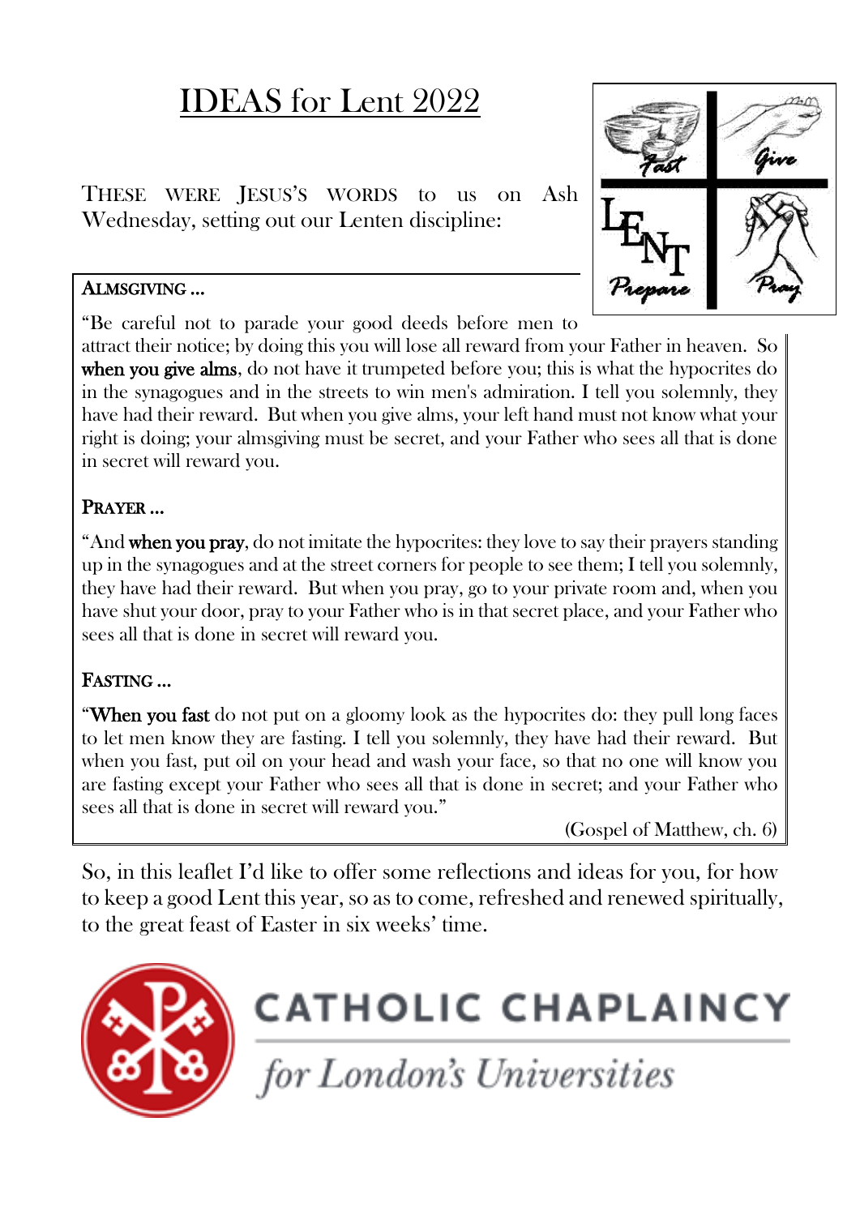# IDEAS for Lent 2022

THESE WERE JESUS'S WORDS to us on Ash Wednesday, setting out our Lenten discipline:

**ALMSGIVING ...**

"Be careful not to parade your good deeds before men to attract their notice; by doing this you will lose all reward from your Father in heaven. So **when you give alms**, do not have it trumpeted before you; this is what the hypocrites do in the synagogues and in the streets to win men's admiration. I tell you solemnly, they have had their reward. But when you give alms, your left hand must not know what your right is doing; your almsgiving must be secret, and your Father who sees all that is done in secret will reward you.

**PRAYER ...**

"And **when you pray**, do not imitate the hypocrites: they love to say their prayers standing up in the synagogues and at the street corners for people to see them; I tell you solemnly, they have had their reward. But when you pray, go to your private room and, when you have shut your door, pray to your Father who is in that secret place, and your Father who sees all that is done in secret will reward you.

**FASTING ...**

"**When you fast** do not put on a gloomy look as the hypocrites do: they pull long faces to let men know they are fasting. I tell you solemnly, they have had their reward. But when you fast, put oil on your head and wash your face, so that no one will know you are fasting except your Father who sees all that is done in secret; and your Father who sees all that is done in secret will reward you."

(Gospel of Matthew, ch. 6)

So, in this leaflet I'd like to offer some reflections and ideas for you, for how to keep a good Lent this year, so as to come, refreshed and renewed spiritually, to the great feast of Easter in six weeks' time.

CATHOLIC CHAPLAINCY

*for London's Universities*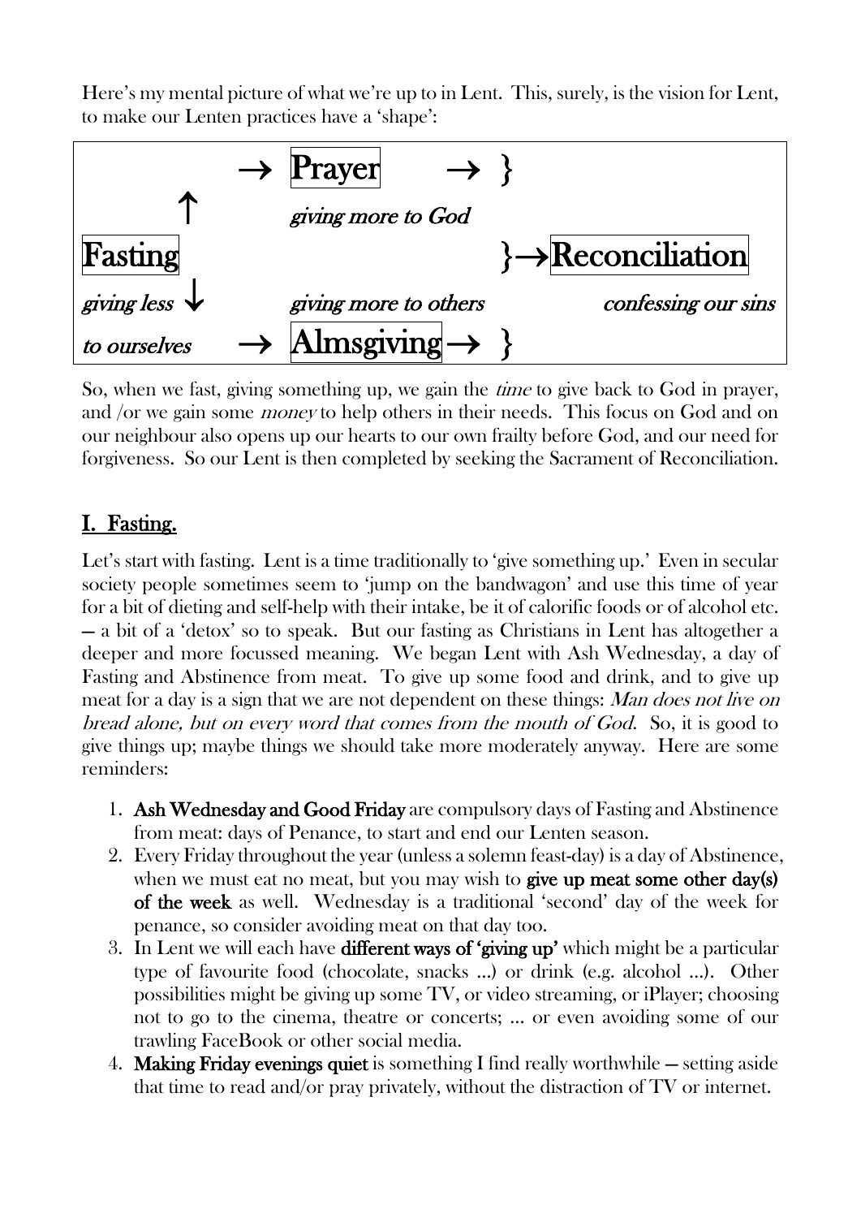Here's my mental picture of what we're up to in Lent. This, surely, is the vision for Lent, to make our Lenten practices have a 'shape':

```
              →  Prayer          →  }
        ↑        giving more to God
Fasting                               }→ Reconciliation
giving less ↓    giving more to others        confessing our sins
to ourselves  →  Almsgiving      →  }
```

So, when we fast, giving something up, we gain the *time* to give back to God in prayer, and /or we gain some *money* to help others in their needs. This focus on God and on our neighbour also opens up our hearts to our own frailty before God, and our need for forgiveness. So our Lent is then completed by seeking the Sacrament of Reconciliation.

## I. Fasting.

Let's start with fasting. Lent is a time traditionally to 'give something up.' Even in secular society people sometimes seem to 'jump on the bandwagon' and use this time of year for a bit of dieting and self-help with their intake, be it of calorific foods or of alcohol etc. — a bit of a 'detox' so to speak. But our fasting as Christians in Lent has altogether a deeper and more focussed meaning. We began Lent with Ash Wednesday, a day of Fasting and Abstinence from meat. To give up some food and drink, and to give up meat for a day is a sign that we are not dependent on these things: *Man does not live on bread alone, but on every word that comes from the mouth of God.* So, it is good to give things up; maybe things we should take more moderately anyway. Here are some reminders:

1. **Ash Wednesday and Good Friday** are compulsory days of Fasting and Abstinence from meat: days of Penance, to start and end our Lenten season.
2. Every Friday throughout the year (unless a solemn feast-day) is a day of Abstinence, when we must eat no meat, but you may wish to **give up meat some other day(s) of the week** as well. Wednesday is a traditional 'second' day of the week for penance, so consider avoiding meat on that day too.
3. In Lent we will each have **different ways of 'giving up'** which might be a particular type of favourite food (chocolate, snacks …) or drink (e.g. alcohol …). Other possibilities might be giving up some TV, or video streaming, or iPlayer; choosing not to go to the cinema, theatre or concerts; … or even avoiding some of our trawling FaceBook or other social media.
4. **Making Friday evenings quiet** is something I find really worthwhile — setting aside that time to read and/or pray privately, without the distraction of TV or internet.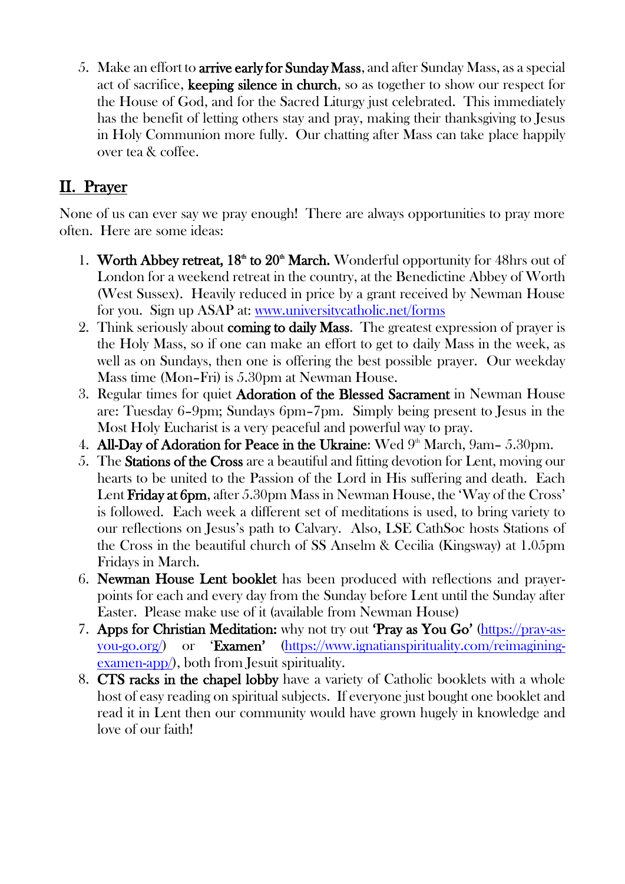5. Make an effort to **arrive early for Sunday Mass**, and after Sunday Mass, as a special act of sacrifice, **keeping silence in church**, so as together to show our respect for the House of God, and for the Sacred Liturgy just celebrated. This immediately has the benefit of letting others stay and pray, making their thanksgiving to Jesus in Holy Communion more fully. Our chatting after Mass can take place happily over tea & coffee.

## II. Prayer

None of us can ever say we pray enough! There are always opportunities to pray more often. Here are some ideas:

1. **Worth Abbey retreat, 18th to 20th March.** Wonderful opportunity for 48hrs out of London for a weekend retreat in the country, at the Benedictine Abbey of Worth (West Sussex). Heavily reduced in price by a grant received by Newman House for you. Sign up ASAP at: [www.universitycatholic.net/forms](www.universitycatholic.net/forms)
2. Think seriously about **coming to daily Mass**. The greatest expression of prayer is the Holy Mass, so if one can make an effort to get to daily Mass in the week, as well as on Sundays, then one is offering the best possible prayer. Our weekday Mass time (Mon–Fri) is 5.30pm at Newman House.
3. Regular times for quiet **Adoration of the Blessed Sacrament** in Newman House are: Tuesday 6–9pm; Sundays 6pm–7pm. Simply being present to Jesus in the Most Holy Eucharist is a very peaceful and powerful way to pray.
4. **All-Day of Adoration for Peace in the Ukraine**: Wed 9th March, 9am– 5.30pm.
5. The **Stations of the Cross** are a beautiful and fitting devotion for Lent, moving our hearts to be united to the Passion of the Lord in His suffering and death. Each Lent **Friday at 6pm**, after 5.30pm Mass in Newman House, the 'Way of the Cross' is followed. Each week a different set of meditations is used, to bring variety to our reflections on Jesus's path to Calvary. Also, LSE CathSoc hosts Stations of the Cross in the beautiful church of SS Anselm & Cecilia (Kingsway) at 1.05pm Fridays in March.
6. **Newman House Lent booklet** has been produced with reflections and prayer-points for each and every day from the Sunday before Lent until the Sunday after Easter. Please make use of it (available from Newman House)
7. **Apps for Christian Meditation:** why not try out **'Pray as You Go'** ([https://pray-as-you-go.org/](https://pray-as-you-go.org/)) or **'Examen'** ([https://www.ignatianspirituality.com/reimagining-examen-app/](https://www.ignatianspirituality.com/reimagining-examen-app/)), both from Jesuit spirituality.
8. **CTS racks in the chapel lobby** have a variety of Catholic booklets with a whole host of easy reading on spiritual subjects. If everyone just bought one booklet and read it in Lent then our community would have grown hugely in knowledge and love of our faith!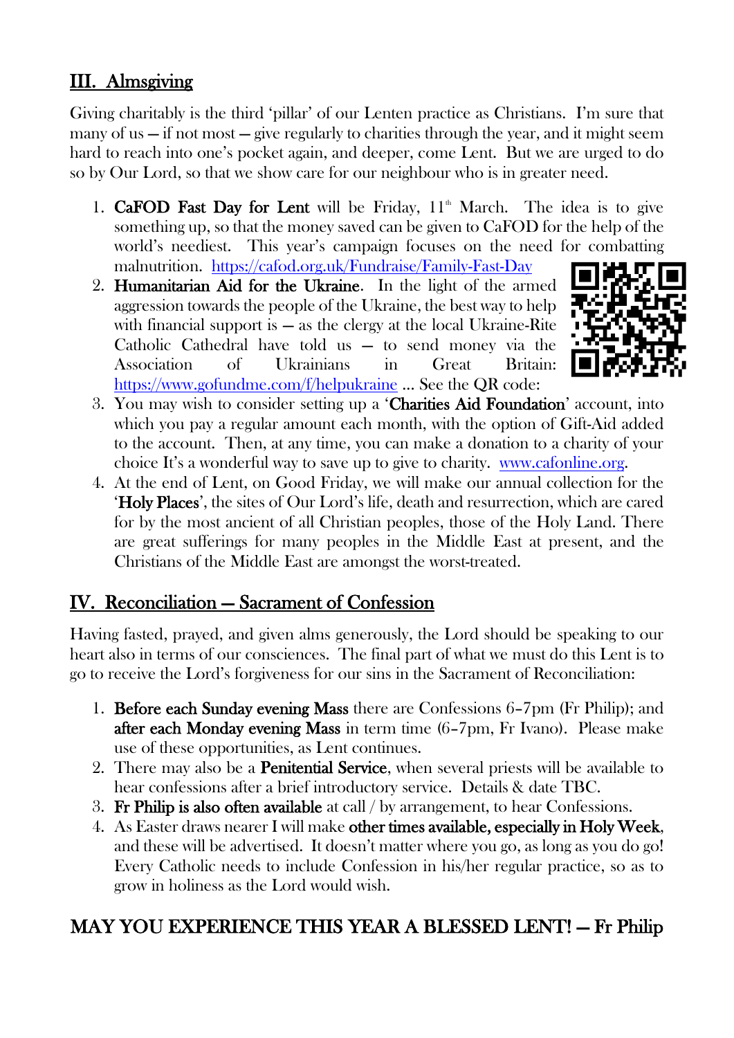## III. Almsgiving

Giving charitably is the third 'pillar' of our Lenten practice as Christians. I'm sure that many of us — if not most — give regularly to charities through the year, and it might seem hard to reach into one's pocket again, and deeper, come Lent. But we are urged to do so by Our Lord, so that we show care for our neighbour who is in greater need.

1. **CaFOD Fast Day for Lent** will be Friday, 11th March. The idea is to give something up, so that the money saved can be given to CaFOD for the help of the world's neediest. This year's campaign focuses on the need for combatting malnutrition. https://cafod.org.uk/Fundraise/Family-Fast-Day
2. **Humanitarian Aid for the Ukraine**. In the light of the armed aggression towards the people of the Ukraine, the best way to help with financial support is — as the clergy at the local Ukraine-Rite Catholic Cathedral have told us — to send money via the Association of Ukrainians in Great Britain: https://www.gofundme.com/f/helpukraine ... See the QR code:
3. You may wish to consider setting up a '**Charities Aid Foundation**' account, into which you pay a regular amount each month, with the option of Gift-Aid added to the account. Then, at any time, you can make a donation to a charity of your choice It's a wonderful way to save up to give to charity. www.cafonline.org.
4. At the end of Lent, on Good Friday, we will make our annual collection for the '**Holy Places**', the sites of Our Lord's life, death and resurrection, which are cared for by the most ancient of all Christian peoples, those of the Holy Land. There are great sufferings for many peoples in the Middle East at present, and the Christians of the Middle East are amongst the worst-treated.

## IV. Reconciliation — Sacrament of Confession

Having fasted, prayed, and given alms generously, the Lord should be speaking to our heart also in terms of our consciences. The final part of what we must do this Lent is to go to receive the Lord's forgiveness for our sins in the Sacrament of Reconciliation:

1. **Before each Sunday evening Mass** there are Confessions 6–7pm (Fr Philip); and **after each Monday evening Mass** in term time (6–7pm, Fr Ivano). Please make use of these opportunities, as Lent continues.
2. There may also be a **Penitential Service**, when several priests will be available to hear confessions after a brief introductory service. Details & date TBC.
3. **Fr Philip is also often available** at call / by arrangement, to hear Confessions.
4. As Easter draws nearer I will make **other times available, especially in Holy Week**, and these will be advertised. It doesn't matter where you go, as long as you do go! Every Catholic needs to include Confession in his/her regular practice, so as to grow in holiness as the Lord would wish.

## MAY YOU EXPERIENCE THIS YEAR A BLESSED LENT! — Fr Philip